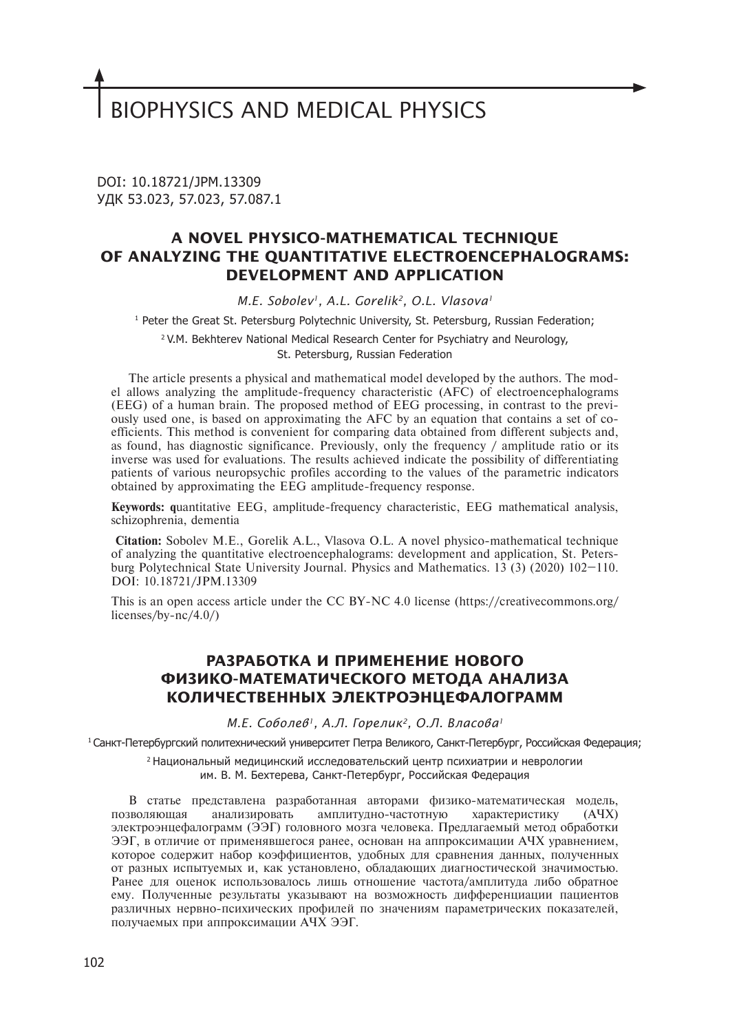# BIOPHYSICS AND MEDICAL PHYSICS

DOI: 10.18721/JPM.13309
УДК 53.023, 57.023, 57.087.1

## A NOVEL PHYSICO-MATHEMATICAL TECHNIQUE OF ANALYZING THE QUANTITATIVE ELECTROENCEPHALOGRAMS: DEVELOPMENT AND APPLICATION

*M.E. Sobolev[1], A.L. Gorelik[2], O.L. Vlasova[1]*

[1] Peter the Great St. Petersburg Polytechnic University, St. Petersburg, Russian Federation;

[2] V.M. Bekhterev National Medical Research Center for Psychiatry and Neurology, St. Petersburg, Russian Federation

The article presents a physical and mathematical model developed by the authors. The model allows analyzing the amplitude-frequency characteristic (AFC) of electroencephalograms (EEG) of a human brain. The proposed method of EEG processing, in contrast to the previously used one, is based on approximating the AFC by an equation that contains a set of coefficients. This method is convenient for comparing data obtained from different subjects and, as found, has diagnostic significance. Previously, only the frequency / amplitude ratio or its inverse was used for evaluations. The results achieved indicate the possibility of differentiating patients of various neuropsychic profiles according to the values of the parametric indicators obtained by approximating the EEG amplitude-frequency response.

**Keywords:** quantitative EEG, amplitude-frequency characteristic, EEG mathematical analysis, schizophrenia, dementia

**Citation:** Sobolev M.E., Gorelik A.L., Vlasova O.L. A novel physico-mathematical technique of analyzing the quantitative electroencephalograms: development and application, St. Petersburg Polytechnical State University Journal. Physics and Mathematics. 13 (3) (2020) 102–110. DOI: 10.18721/JPM.13309

This is an open access article under the CC BY-NC 4.0 license (https://creativecommons.org/licenses/by-nc/4.0/)

## РАЗРАБОТКА И ПРИМЕНЕНИЕ НОВОГО ФИЗИКО-МАТЕМАТИЧЕСКОГО МЕТОДА АНАЛИЗА КОЛИЧЕСТВЕННЫХ ЭЛЕКТРОЭНЦЕФАЛОГРАММ

*М.Е. Соболев[1], А.Л. Горелик[2], О.Л. Власова[1]*

[1] Санкт-Петербургский политехнический университет Петра Великого, Санкт-Петербург, Российская Федерация;

[2] Национальный медицинский исследовательский центр психиатрии и неврологии им. В. М. Бехтерева, Санкт-Петербург, Российская Федерация

В статье представлена разработанная авторами физико-математическая модель, позволяющая анализировать амплитудно-частотную характеристику (АЧХ) электроэнцефалограмм (ЭЭГ) головного мозга человека. Предлагаемый метод обработки ЭЭГ, в отличие от применявшегося ранее, основан на аппроксимации АЧХ уравнением, которое содержит набор коэффициентов, удобных для сравнения данных, полученных от разных испытуемых и, как установлено, обладающих диагностической значимостью. Ранее для оценок использовалось лишь отношение частота/амплитуда либо обратное ему. Полученные результаты указывают на возможность дифференциации пациентов различных нервно-психических профилей по значениям параметрических показателей, получаемых при аппроксимации АЧХ ЭЭГ.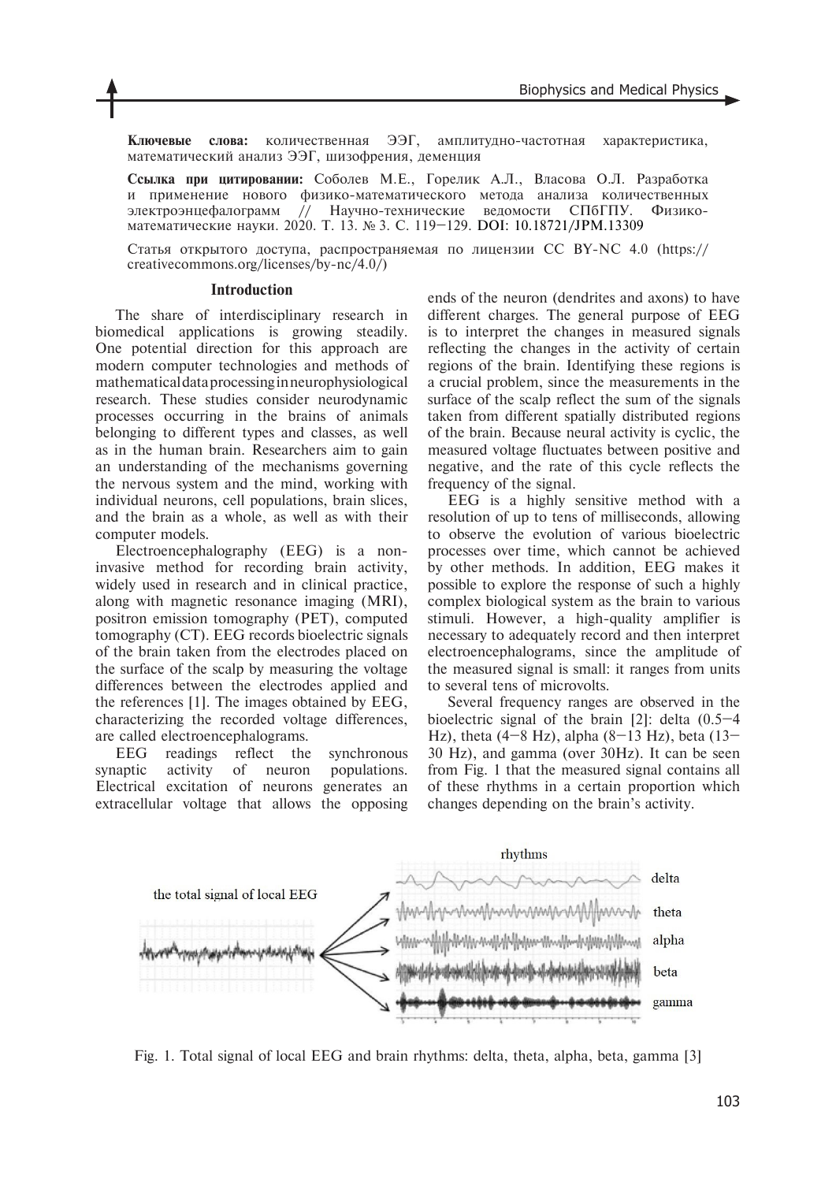**Ключевые слова:** количественная ЭЭГ, амплитудно-частотная характеристика, математический анализ ЭЭГ, шизофрения, деменция

**Ссылка при цитировании:** Соболев М.Е., Горелик А.Л., Власова О.Л. Разработка и применение нового физико-математического метода анализа количественных электроэнцефалограмм // Научно-технические ведомости СПбГПУ. Физико-математические науки. 2020. Т. 13. № 3. С. 119–129. DOI: 10.18721/JPM.13309

Статья открытого доступа, распространяемая по лицензии CC BY-NC 4.0 (https://creativecommons.org/licenses/by-nc/4.0/)

## Introduction

The share of interdisciplinary research in biomedical applications is growing steadily. One potential direction for this approach are modern computer technologies and methods of mathematical data processing in neurophysiological research. These studies consider neurodynamic processes occurring in the brains of animals belonging to different types and classes, as well as in the human brain. Researchers aim to gain an understanding of the mechanisms governing the nervous system and the mind, working with individual neurons, cell populations, brain slices, and the brain as a whole, as well as with their computer models.

Electroencephalography (EEG) is a non-invasive method for recording brain activity, widely used in research and in clinical practice, along with magnetic resonance imaging (MRI), positron emission tomography (PET), computed tomography (CT). EEG records bioelectric signals of the brain taken from the electrodes placed on the surface of the scalp by measuring the voltage differences between the electrodes applied and the references [1]. The images obtained by EEG, characterizing the recorded voltage differences, are called electroencephalograms.

EEG readings reflect the synchronous synaptic activity of neuron populations. Electrical excitation of neurons generates an extracellular voltage that allows the opposing ends of the neuron (dendrites and axons) to have different charges. The general purpose of EEG is to interpret the changes in measured signals reflecting the changes in the activity of certain regions of the brain. Identifying these regions is a crucial problem, since the measurements in the surface of the scalp reflect the sum of the signals taken from different spatially distributed regions of the brain. Because neural activity is cyclic, the measured voltage fluctuates between positive and negative, and the rate of this cycle reflects the frequency of the signal.

EEG is a highly sensitive method with a resolution of up to tens of milliseconds, allowing to observe the evolution of various bioelectric processes over time, which cannot be achieved by other methods. In addition, EEG makes it possible to explore the response of such a highly complex biological system as the brain to various stimuli. However, a high-quality amplifier is necessary to adequately record and then interpret electroencephalograms, since the amplitude of the measured signal is small: it ranges from units to several tens of microvolts.

Several frequency ranges are observed in the bioelectric signal of the brain [2]: delta (0.5–4 Hz), theta (4–8 Hz), alpha (8–13 Hz), beta (13–30 Hz), and gamma (over 30Hz). It can be seen from Fig. 1 that the measured signal contains all of these rhythms in a certain proportion which changes depending on the brain's activity.

Fig. 1. Total signal of local EEG and brain rhythms: delta, theta, alpha, beta, gamma [3]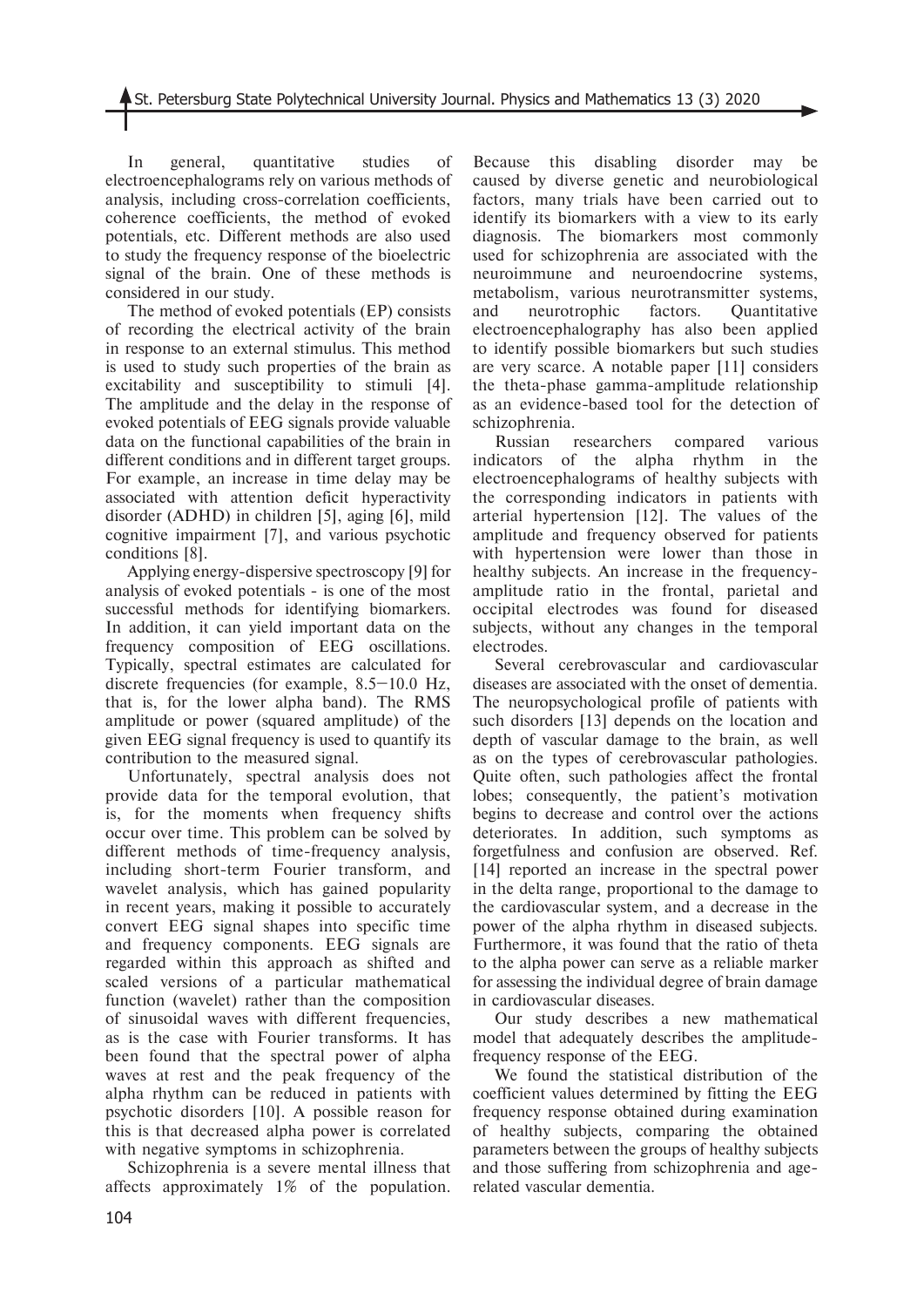In general, quantitative studies of electroencephalograms rely on various methods of analysis, including cross-correlation coefficients, coherence coefficients, the method of evoked potentials, etc. Different methods are also used to study the frequency response of the bioelectric signal of the brain. One of these methods is considered in our study.

The method of evoked potentials (EP) consists of recording the electrical activity of the brain in response to an external stimulus. This method is used to study such properties of the brain as excitability and susceptibility to stimuli [4]. The amplitude and the delay in the response of evoked potentials of EEG signals provide valuable data on the functional capabilities of the brain in different conditions and in different target groups. For example, an increase in time delay may be associated with attention deficit hyperactivity disorder (ADHD) in children [5], aging [6], mild cognitive impairment [7], and various psychotic conditions [8].

Applying energy-dispersive spectroscopy [9] for analysis of evoked potentials - is one of the most successful methods for identifying biomarkers. In addition, it can yield important data on the frequency composition of EEG oscillations. Typically, spectral estimates are calculated for discrete frequencies (for example, 8.5–10.0 Hz, that is, for the lower alpha band). The RMS amplitude or power (squared amplitude) of the given EEG signal frequency is used to quantify its contribution to the measured signal.

Unfortunately, spectral analysis does not provide data for the temporal evolution, that is, for the moments when frequency shifts occur over time. This problem can be solved by different methods of time-frequency analysis, including short-term Fourier transform, and wavelet analysis, which has gained popularity in recent years, making it possible to accurately convert EEG signal shapes into specific time and frequency components. EEG signals are regarded within this approach as shifted and scaled versions of a particular mathematical function (wavelet) rather than the composition of sinusoidal waves with different frequencies, as is the case with Fourier transforms. It has been found that the spectral power of alpha waves at rest and the peak frequency of the alpha rhythm can be reduced in patients with psychotic disorders [10]. A possible reason for this is that decreased alpha power is correlated with negative symptoms in schizophrenia.

Schizophrenia is a severe mental illness that affects approximately 1% of the population. Because this disabling disorder may be caused by diverse genetic and neurobiological factors, many trials have been carried out to identify its biomarkers with a view to its early diagnosis. The biomarkers most commonly used for schizophrenia are associated with the neuroimmune and neuroendocrine systems, metabolism, various neurotransmitter systems, and neurotrophic factors. Quantitative electroencephalography has also been applied to identify possible biomarkers but such studies are very scarce. A notable paper [11] considers the theta-phase gamma-amplitude relationship as an evidence-based tool for the detection of schizophrenia.

Russian researchers compared various indicators of the alpha rhythm in the electroencephalograms of healthy subjects with the corresponding indicators in patients with arterial hypertension [12]. The values of the amplitude and frequency observed for patients with hypertension were lower than those in healthy subjects. An increase in the frequency-amplitude ratio in the frontal, parietal and occipital electrodes was found for diseased subjects, without any changes in the temporal electrodes.

Several cerebrovascular and cardiovascular diseases are associated with the onset of dementia. The neuropsychological profile of patients with such disorders [13] depends on the location and depth of vascular damage to the brain, as well as on the types of cerebrovascular pathologies. Quite often, such pathologies affect the frontal lobes; consequently, the patient's motivation begins to decrease and control over the actions deteriorates. In addition, such symptoms as forgetfulness and confusion are observed. Ref. [14] reported an increase in the spectral power in the delta range, proportional to the damage to the cardiovascular system, and a decrease in the power of the alpha rhythm in diseased subjects. Furthermore, it was found that the ratio of theta to the alpha power can serve as a reliable marker for assessing the individual degree of brain damage in cardiovascular diseases.

Our study describes a new mathematical model that adequately describes the amplitude-frequency response of the EEG.

We found the statistical distribution of the coefficient values determined by fitting the EEG frequency response obtained during examination of healthy subjects, comparing the obtained parameters between the groups of healthy subjects and those suffering from schizophrenia and age-related vascular dementia.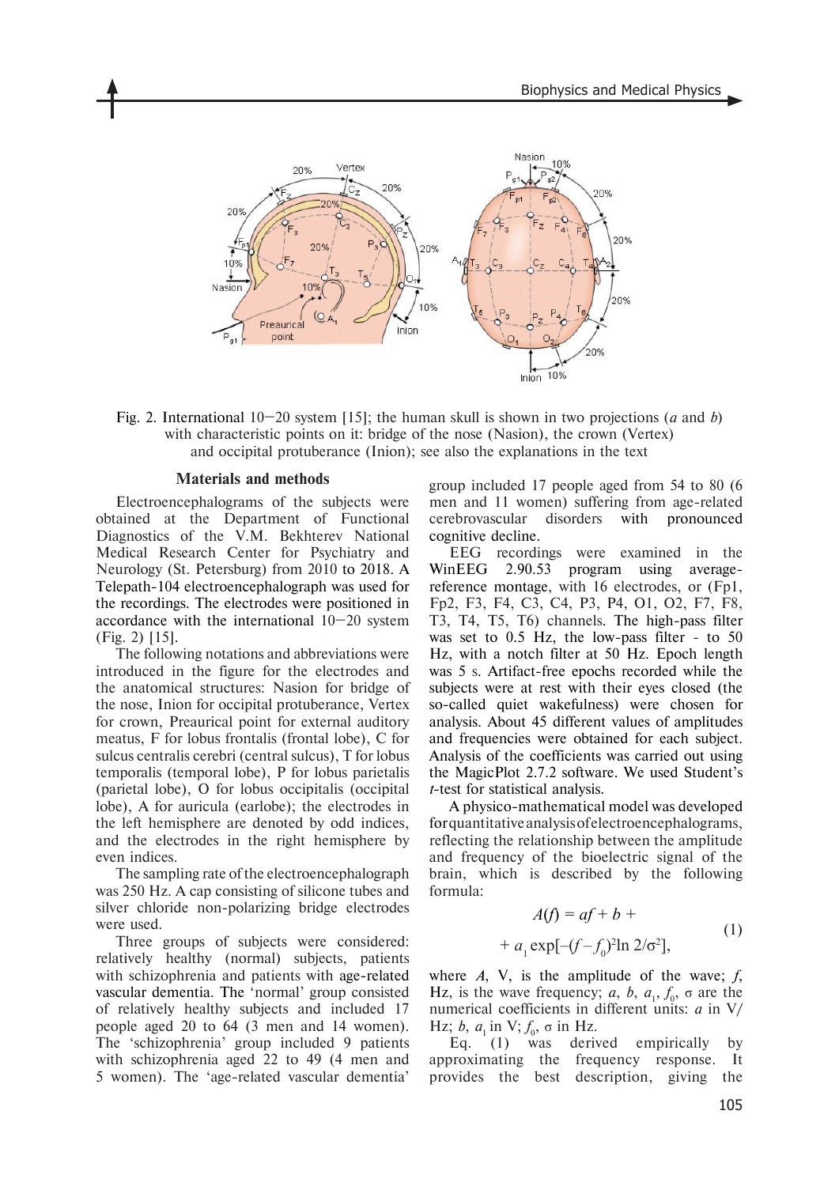Fig. 2. International 10–20 system [15]; the human skull is shown in two projections (*a* and *b*) with characteristic points on it: bridge of the nose (Nasion), the crown (Vertex) and occipital protuberance (Inion); see also the explanations in the text

## Materials and methods

Electroencephalograms of the subjects were obtained at the Department of Functional Diagnostics of the V.M. Bekhterev National Medical Research Center for Psychiatry and Neurology (St. Petersburg) from 2010 to 2018. A Telepath-104 electroencephalograph was used for the recordings. The electrodes were positioned in accordance with the international 10–20 system (Fig. 2) [15].

The following notations and abbreviations were introduced in the figure for the electrodes and the anatomical structures: Nasion for bridge of the nose, Inion for occipital protuberance, Vertex for crown, Preaurical point for external auditory meatus, F for lobus frontalis (frontal lobe), C for sulcus centralis cerebri (central sulcus), T for lobus temporalis (temporal lobe), P for lobus parietalis (parietal lobe), O for lobus occipitalis (occipital lobe), A for auricula (earlobe); the electrodes in the left hemisphere are denoted by odd indices, and the electrodes in the right hemisphere by even indices.

The sampling rate of the electroencephalograph was 250 Hz. A cap consisting of silicone tubes and silver chloride non-polarizing bridge electrodes were used.

Three groups of subjects were considered: relatively healthy (normal) subjects, patients with schizophrenia and patients with age-related vascular dementia. The 'normal' group consisted of relatively healthy subjects and included 17 people aged 20 to 64 (3 men and 14 women). The 'schizophrenia' group included 9 patients with schizophrenia aged 22 to 49 (4 men and 5 women). The 'age-related vascular dementia' group included 17 people aged from 54 to 80 (6 men and 11 women) suffering from age-related cerebrovascular disorders with pronounced cognitive decline.

EEG recordings were examined in the WinEEG 2.90.53 program using average-reference montage, with 16 electrodes, or (Fp1, Fp2, F3, F4, C3, C4, P3, P4, O1, O2, F7, F8, T3, T4, T5, T6) channels. The high-pass filter was set to 0.5 Hz, the low-pass filter - to 50 Hz, with a notch filter at 50 Hz. Epoch length was 5 s. Artifact-free epochs recorded while the subjects were at rest with their eyes closed (the so-called quiet wakefulness) were chosen for analysis. About 45 different values of amplitudes and frequencies were obtained for each subject. Analysis of the coefficients was carried out using the MagicPlot 2.7.2 software. We used Student's *t*-test for statistical analysis.

A physico-mathematical model was developed for quantitative analysis of electroencephalograms, reflecting the relationship between the amplitude and frequency of the bioelectric signal of the brain, which is described by the following formula:

$$A(f) = af + b + a_1 \exp[-(f - f_0)^2 \ln 2/\sigma^2], \quad (1)$$

where $A$, V, is the amplitude of the wave; $f$, Hz, is the wave frequency; $a$, $b$, $a_1$, $f_0$, $\sigma$ are the numerical coefficients in different units: $a$ in V/Hz; $b$, $a_1$ in V; $f_0$, $\sigma$ in Hz.

Eq. (1) was derived empirically by approximating the frequency response. It provides the best description, giving the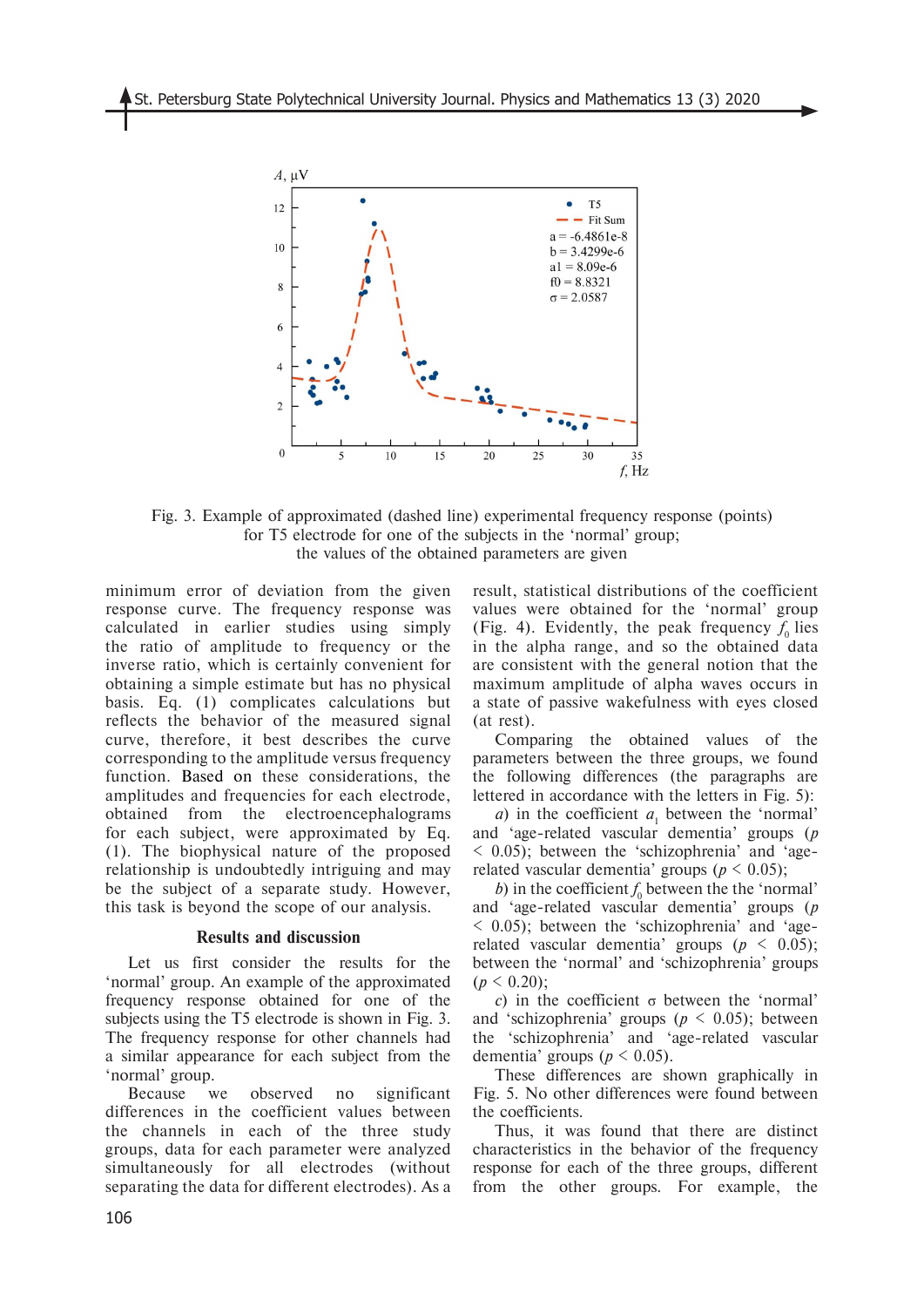Fig. 3. Example of approximated (dashed line) experimental frequency response (points) for T5 electrode for one of the subjects in the 'normal' group; the values of the obtained parameters are given

minimum error of deviation from the given response curve. The frequency response was calculated in earlier studies using simply the ratio of amplitude to frequency or the inverse ratio, which is certainly convenient for obtaining a simple estimate but has no physical basis. Eq. (1) complicates calculations but reflects the behavior of the measured signal curve, therefore, it best describes the curve corresponding to the amplitude versus frequency function. Based on these considerations, the amplitudes and frequencies for each electrode, obtained from the electroencephalograms for each subject, were approximated by Eq. (1). The biophysical nature of the proposed relationship is undoubtedly intriguing and may be the subject of a separate study. However, this task is beyond the scope of our analysis.

## Results and discussion

Let us first consider the results for the 'normal' group. An example of the approximated frequency response obtained for one of the subjects using the T5 electrode is shown in Fig. 3. The frequency response for other channels had a similar appearance for each subject from the 'normal' group.

Because we observed no significant differences in the coefficient values between the channels in each of the three study groups, data for each parameter were analyzed simultaneously for all electrodes (without separating the data for different electrodes). As a result, statistical distributions of the coefficient values were obtained for the 'normal' group (Fig. 4). Evidently, the peak frequency $f_0$ lies in the alpha range, and so the obtained data are consistent with the general notion that the maximum amplitude of alpha waves occurs in a state of passive wakefulness with eyes closed (at rest).

Comparing the obtained values of the parameters between the three groups, we found the following differences (the paragraphs are lettered in accordance with the letters in Fig. 5):

*a*) in the coefficient $a_1$ between the 'normal' and 'age-related vascular dementia' groups ($p < 0.05$); between the 'schizophrenia' and 'age-related vascular dementia' groups ($p < 0.05$);

*b*) in the coefficient $f_0$ between the the 'normal' and 'age-related vascular dementia' groups ($p < 0.05$); between the 'schizophrenia' and 'age-related vascular dementia' groups ($p < 0.05$); between the 'normal' and 'schizophrenia' groups ($p < 0.20$);

*c*) in the coefficient $\sigma$ between the 'normal' and 'schizophrenia' groups ($p < 0.05$); between the 'schizophrenia' and 'age-related vascular dementia' groups ($p < 0.05$).

These differences are shown graphically in Fig. 5. No other differences were found between the coefficients.

Thus, it was found that there are distinct characteristics in the behavior of the frequency response for each of the three groups, different from the other groups. For example, the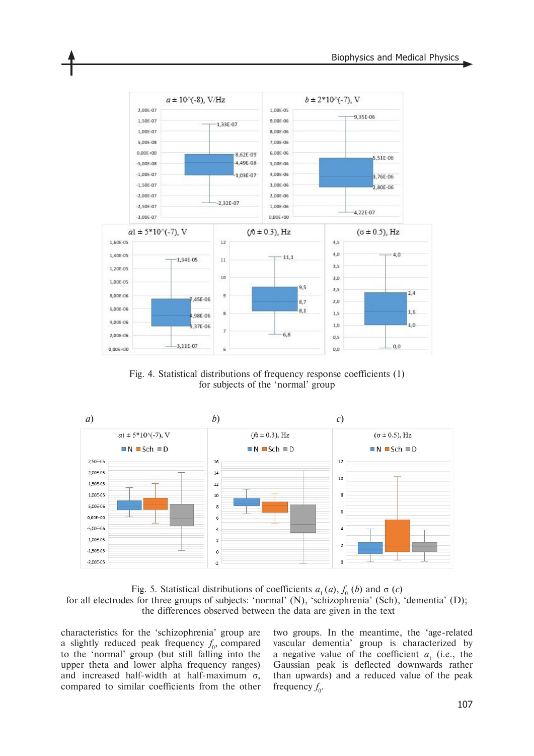Fig. 4. Statistical distributions of frequency response coefficients (1) for subjects of the 'normal' group

Fig. 5. Statistical distributions of coefficients $a_1$ (*a*), $f_0$ (*b*) and σ (*c*) for all electrodes for three groups of subjects: 'normal' (N), 'schizophrenia' (Sch), 'dementia' (D); the differences observed between the data are given in the text

characteristics for the 'schizophrenia' group are a slightly reduced peak frequency $f_0$, compared to the 'normal' group (but still falling into the upper theta and lower alpha frequency ranges) and increased half-width at half-maximum σ, compared to similar coefficients from the other two groups. In the meantime, the 'age-related vascular dementia' group is characterized by a negative value of the coefficient $a_1$ (i.e., the Gaussian peak is deflected downwards rather than upwards) and a reduced value of the peak frequency $f_0$.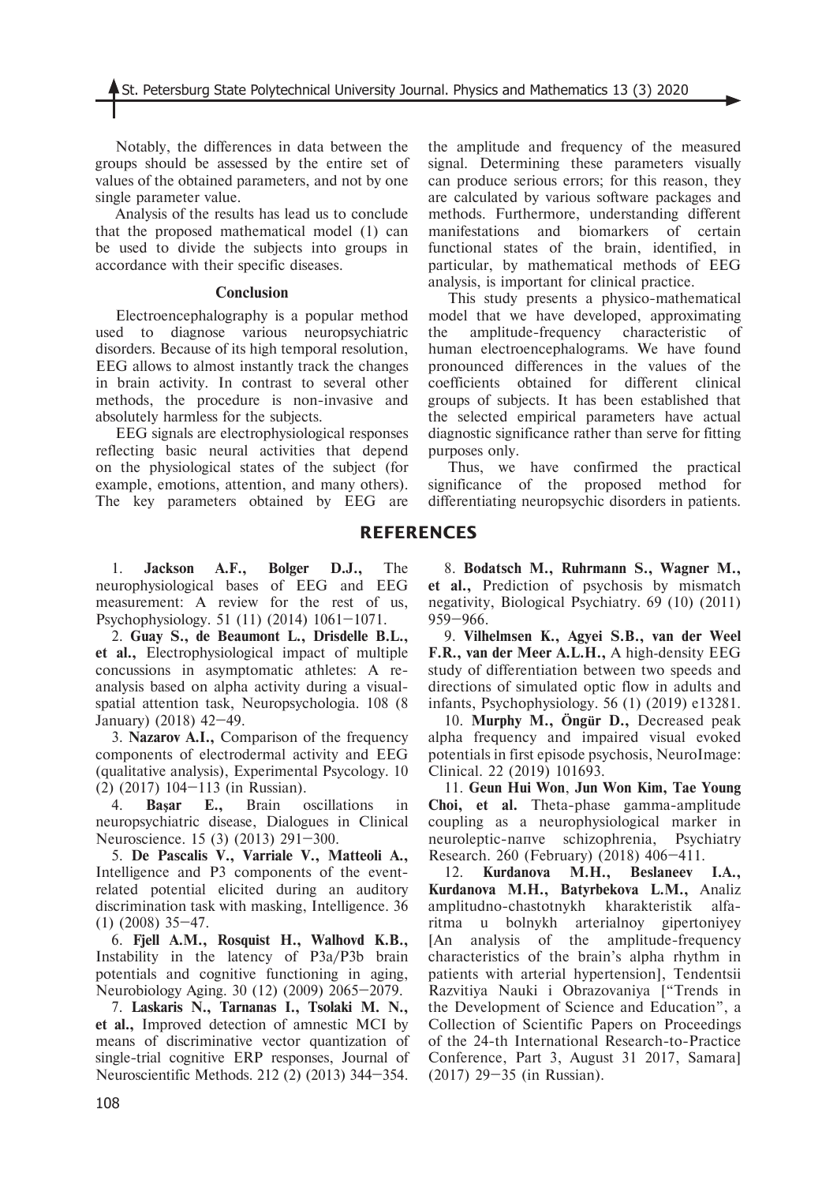Notably, the differences in data between the groups should be assessed by the entire set of values of the obtained parameters, and not by one single parameter value.

Analysis of the results has lead us to conclude that the proposed mathematical model (1) can be used to divide the subjects into groups in accordance with their specific diseases.

## Conclusion

Electroencephalography is a popular method used to diagnose various neuropsychiatric disorders. Because of its high temporal resolution, EEG allows to almost instantly track the changes in brain activity. In contrast to several other methods, the procedure is non-invasive and absolutely harmless for the subjects.

EEG signals are electrophysiological responses reflecting basic neural activities that depend on the physiological states of the subject (for example, emotions, attention, and many others). The key parameters obtained by EEG are the amplitude and frequency of the measured signal. Determining these parameters visually can produce serious errors; for this reason, they are calculated by various software packages and methods. Furthermore, understanding different manifestations and biomarkers of certain functional states of the brain, identified, in particular, by mathematical methods of EEG analysis, is important for clinical practice.

This study presents a physico-mathematical model that we have developed, approximating the amplitude-frequency characteristic of human electroencephalograms. We have found pronounced differences in the values of the coefficients obtained for different clinical groups of subjects. It has been established that the selected empirical parameters have actual diagnostic significance rather than serve for fitting purposes only.

Thus, we have confirmed the practical significance of the proposed method for differentiating neuropsychic disorders in patients.

## REFERENCES

1. **Jackson A.F., Bolger D.J.,** The neurophysiological bases of EEG and EEG measurement: A review for the rest of us, Psychophysiology. 51 (11) (2014) 1061–1071.

2. **Guay S., de Beaumont L., Drisdelle B.L., et al.,** Electrophysiological impact of multiple concussions in asymptomatic athletes: A re-analysis based on alpha activity during a visual-spatial attention task, Neuropsychologia. 108 (8 January) (2018) 42–49.

3. **Nazarov A.I.,** Comparison of the frequency components of electrodermal activity and EEG (qualitative analysis), Experimental Psycology. 10 (2) (2017) 104–113 (in Russian).

4. **Başar E.,** Brain oscillations in neuropsychiatric disease, Dialogues in Clinical Neuroscience. 15 (3) (2013) 291–300.

5. **De Pascalis V., Varriale V., Matteoli A.,** Intelligence and P3 components of the event-related potential elicited during an auditory discrimination task with masking, Intelligence. 36 (1) (2008) 35–47.

6. **Fjell A.M., Rosquist H., Walhovd K.B.,** Instability in the latency of P3a/P3b brain potentials and cognitive functioning in aging, Neurobiology Aging. 30 (12) (2009) 2065–2079.

7. **Laskaris N., Tarnanas I., Tsolaki M. N., et al.,** Improved detection of amnestic MCI by means of discriminative vector quantization of single-trial cognitive ERP responses, Journal of Neuroscientific Methods. 212 (2) (2013) 344–354.

8. **Bodatsch M., Ruhrmann S., Wagner M., et al.,** Prediction of psychosis by mismatch negativity, Biological Psychiatry. 69 (10) (2011) 959–966.

9. **Vilhelmsen K., Agyei S.B., van der Weel F.R., van der Meer A.L.H.,** A high-density EEG study of differentiation between two speeds and directions of simulated optic flow in adults and infants, Psychophysiology. 56 (1) (2019) e13281.

10. **Murphy M., Öngür D.,** Decreased peak alpha frequency and impaired visual evoked potentials in first episode psychosis, NeuroImage: Clinical. 22 (2019) 101693.

11. **Geun Hui Won, Jun Won Kim, Tae Young Choi, et al.** Theta-phase gamma-amplitude coupling as a neurophysiological marker in neuroleptic-nanve schizophrenia, Psychiatry Research. 260 (February) (2018) 406–411.

12. **Kurdanova M.H., Beslaneev I.A., Kurdanova M.H., Batyrbekova L.M.,** Analiz amplitudno-chastotnykh kharakteristik alfa-ritma u bolnykh arterialnoy gipertoniyey [An analysis of the amplitude-frequency characteristics of the brain's alpha rhythm in patients with arterial hypertension], Tendentsii Razvitiya Nauki i Obrazovaniya ["Trends in the Development of Science and Education", a Collection of Scientific Papers on Proceedings of the 24-th International Research-to-Practice Conference, Part 3, August 31 2017, Samara] (2017) 29–35 (in Russian).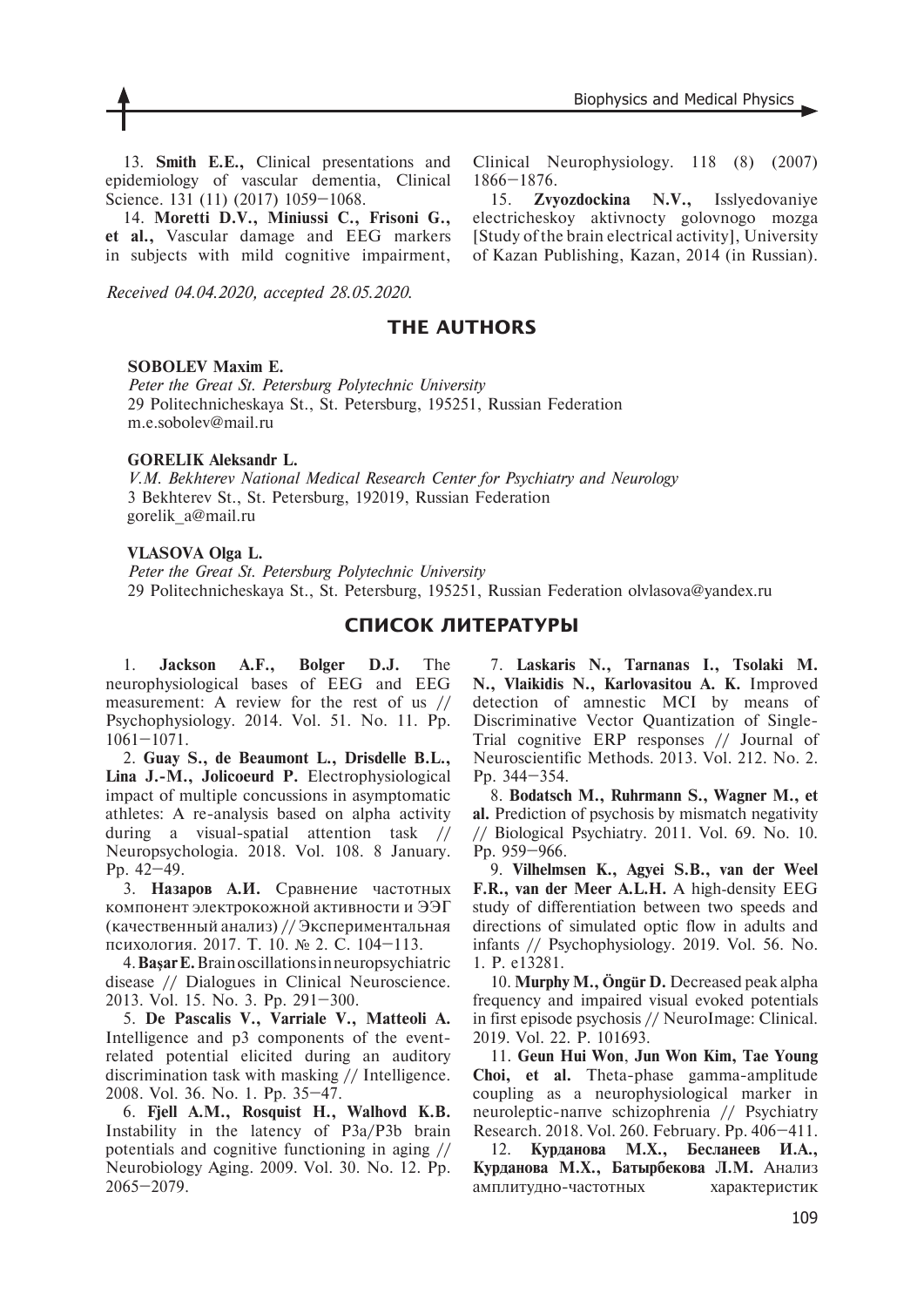13. **Smith E.E.,** Clinical presentations and epidemiology of vascular dementia, Clinical Science. 131 (11) (2017) 1059–1068.

14. **Moretti D.V., Miniussi C., Frisoni G., et al.,** Vascular damage and EEG markers in subjects with mild cognitive impairment, Clinical Neurophysiology. 118 (8) (2007) 1866–1876.

15. **Zvyozdockina N.V.,** Isslyedovaniye electricheskoy aktivnocty golovnogo mozga [Study of the brain electrical activity], University of Kazan Publishing, Kazan, 2014 (in Russian).

*Received 04.04.2020, accepted 28.05.2020.*

## THE AUTHORS

**SOBOLEV Maxim E.**

*Peter the Great St. Petersburg Polytechnic University*

29 Politechnicheskaya St., St. Petersburg, 195251, Russian Federation

m.e.sobolev@mail.ru

**GORELIK Aleksandr L.**

*V.M. Bekhterev National Medical Research Center for Psychiatry and Neurology*

3 Bekhterev St., St. Petersburg, 192019, Russian Federation

gorelik_a@mail.ru

**VLASOVA Olga L.**

*Peter the Great St. Petersburg Polytechnic University*

29 Politechnicheskaya St., St. Petersburg, 195251, Russian Federation olvlasova@yandex.ru

## СПИСОК ЛИТЕРАТУРЫ

1. **Jackson A.F., Bolger D.J.** The neurophysiological bases of EEG and EEG measurement: A review for the rest of us // Psychophysiology. 2014. Vol. 51. No. 11. Pp. 1061–1071.

2. **Guay S., de Beaumont L., Drisdelle B.L., Lina J.-M., Jolicoeurd P.** Electrophysiological impact of multiple concussions in asymptomatic athletes: A re-analysis based on alpha activity during a visual-spatial attention task // Neuropsychologia. 2018. Vol. 108. 8 January. Pp. 42–49.

3. **Назаров А.И.** Сравнение частотных компонент электрокожной активности и ЭЭГ (качественный анализ) // Экспериментальная психология. 2017. Т. 10. № 2. С. 104–113.

4. **Başar E.** Brain oscillations in neuropsychiatric disease // Dialogues in Clinical Neuroscience. 2013. Vol. 15. No. 3. Pp. 291–300.

5. **De Pascalis V., Varriale V., Matteoli A.** Intelligence and p3 components of the event-related potential elicited during an auditory discrimination task with masking // Intelligence. 2008. Vol. 36. No. 1. Pp. 35–47.

6. **Fjell A.M., Rosquist H., Walhovd K.B.** Instability in the latency of P3a/P3b brain potentials and cognitive functioning in aging // Neurobiology Aging. 2009. Vol. 30. No. 12. Pp. 2065–2079.

7. **Laskaris N., Tarnanas I., Tsolaki M. N., Vlaikidis N., Karlovasitou A. K.** Improved detection of amnestic MCI by means of Discriminative Vector Quantization of Single-Trial cognitive ERP responses // Journal of Neuroscientific Methods. 2013. Vol. 212. No. 2. Pp. 344–354.

8. **Bodatsch M., Ruhrmann S., Wagner M., et al.** Prediction of psychosis by mismatch negativity // Biological Psychiatry. 2011. Vol. 69. No. 10. Pp. 959–966.

9. **Vilhelmsen K., Agyei S.B., van der Weel F.R., van der Meer A.L.H.** A high-density EEG study of differentiation between two speeds and directions of simulated optic flow in adults and infants // Psychophysiology. 2019. Vol. 56. No. 1. P. e13281.

10. **Murphy M., Öngür D.** Decreased peak alpha frequency and impaired visual evoked potentials in first episode psychosis // NeuroImage: Clinical. 2019. Vol. 22. P. 101693.

11. **Geun Hui Won**, **Jun Won Kim, Tae Young Choi, et al.** Theta-phase gamma-amplitude coupling as a neurophysiological marker in neuroleptic-naпve schizophrenia // Psychiatry Research. 2018. Vol. 260. February. Pp. 406–411.

12. **Курданова М.Х., Бесланеев И.А., Курданова М.Х., Батырбекова Л.М.** Анализ амплитудно-частотных характеристик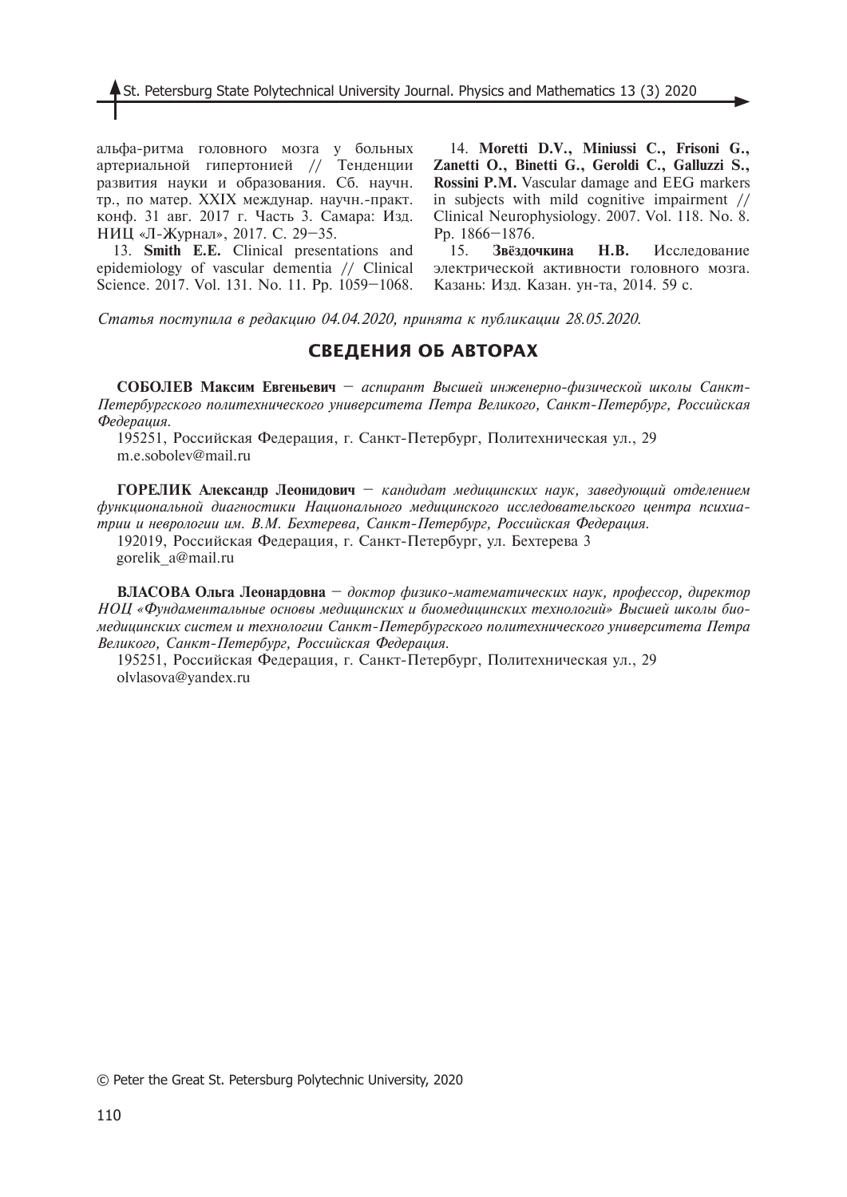альфа-ритма головного мозга у больных артериальной гипертонией // Тенденции развития науки и образования. Сб. научн. тр., по матер. XXIX междунар. научн.-практ. конф. 31 авг. 2017 г. Часть 3. Самара: Изд. НИЦ «Л-Журнал», 2017. С. 29–35.

13. **Smith E.E.** Clinical presentations and epidemiology of vascular dementia // Clinical Science. 2017. Vol. 131. No. 11. Pp. 1059–1068.

14. **Moretti D.V., Miniussi C., Frisoni G., Zanetti O., Binetti G., Geroldi C., Galluzzi S., Rossini P.M.** Vascular damage and EEG markers in subjects with mild cognitive impairment // Clinical Neurophysiology. 2007. Vol. 118. No. 8. Pp. 1866–1876.

15. **Звёздочкина Н.В.** Исследование электрической активности головного мозга. Казань: Изд. Казан. ун-та, 2014. 59 с.

*Статья поступила в редакцию 04.04.2020, принята к публикации 28.05.2020.*

## СВЕДЕНИЯ ОБ АВТОРАХ

**СОБОЛЕВ Максим Евгеньевич** – *аспирант Высшей инженерно-физической школы Санкт-Петербургского политехнического университета Петра Великого, Санкт-Петербург, Российская Федерация.*

195251, Российская Федерация, г. Санкт-Петербург, Политехническая ул., 29
m.e.sobolev@mail.ru

**ГОРЕЛИК Александр Леонидович** – *кандидат медицинских наук, заведующий отделением функциональной диагностики Национального медицинского исследовательского центра психиатрии и неврологии им. В.М. Бехтерева, Санкт-Петербург, Российская Федерация.*

192019, Российская Федерация, г. Санкт-Петербург, ул. Бехтерева 3
gorelik_a@mail.ru

**ВЛАСОВА Ольга Леонардовна** – *доктор физико-математических наук, профессор, директор НОЦ «Фундаментальные основы медицинских и биомедицинских технологий» Высшей школы биомедицинских систем и технологии Санкт-Петербургского политехнического университета Петра Великого, Санкт-Петербург, Российская Федерация.*

195251, Российская Федерация, г. Санкт-Петербург, Политехническая ул., 29
olvlasova@yandex.ru

© Peter the Great St. Petersburg Polytechnic University, 2020